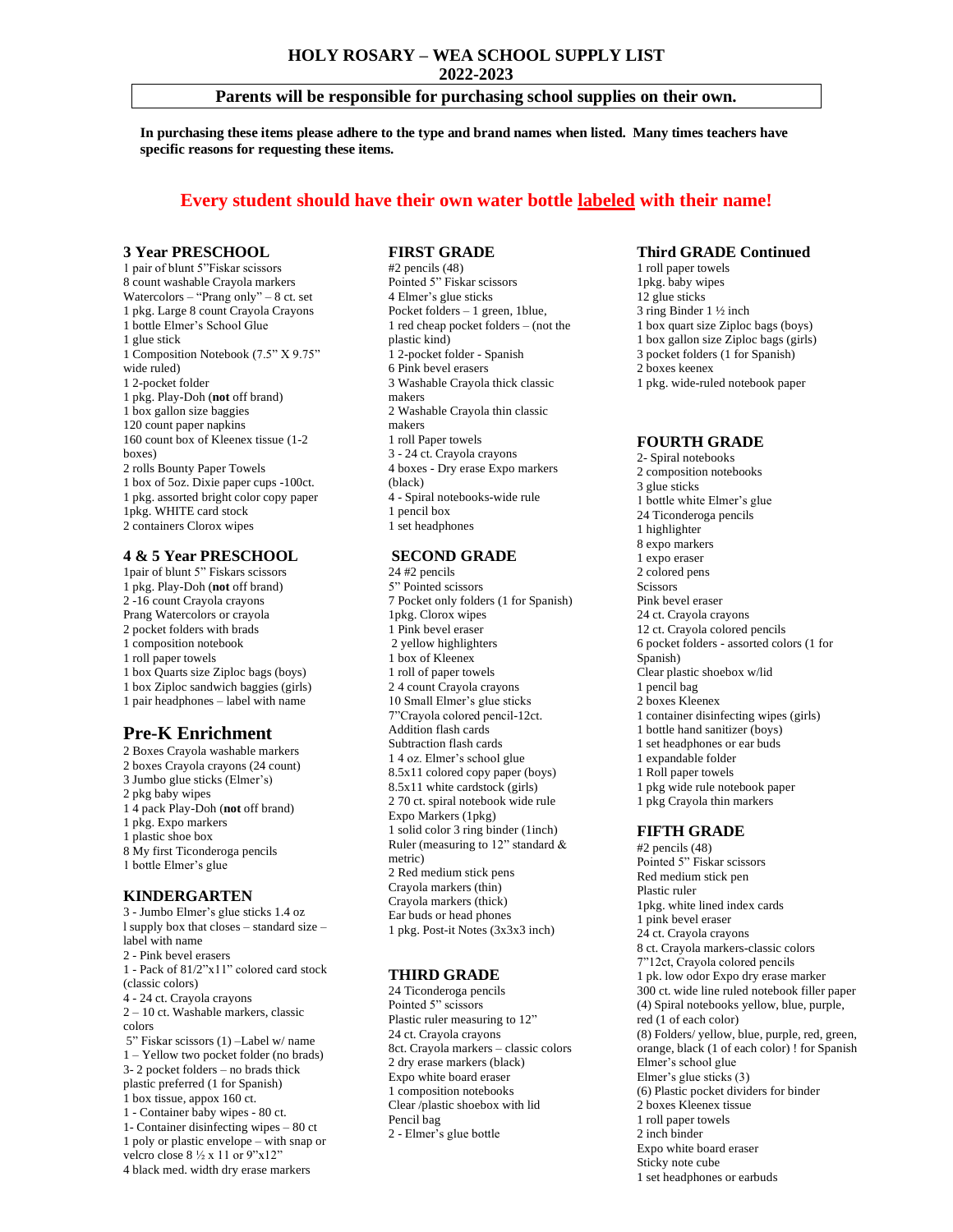# HOLY ROSARY – WEA SCHOOL SUPPLY LIST
## 2022-2023

**Parents will be responsible for purchasing school supplies on their own.**

**In purchasing these items please adhere to the type and brand names when listed. Many times teachers have specific reasons for requesting these items.**

**Every student should have their own water bottle <u>labeled</u> with their name!**

### 3 Year PRESCHOOL

1 pair of blunt 5"Fiskar scissors
8 count washable Crayola markers
Watercolors – "Prang only" – 8 ct. set
1 pkg. Large 8 count Crayola Crayons
1 bottle Elmer's School Glue
1 glue stick
1 Composition Notebook (7.5" X 9.75" wide ruled)
1 2-pocket folder
1 pkg. Play-Doh (**not** off brand)
1 box gallon size baggies
120 count paper napkins
160 count box of Kleenex tissue (1-2 boxes)
2 rolls Bounty Paper Towels
1 box of 5oz. Dixie paper cups -100ct.
1 pkg. assorted bright color copy paper
1pkg. WHITE card stock
2 containers Clorox wipes

### 4 & 5 Year PRESCHOOL

1pair of blunt 5" Fiskars scissors
1 pkg. Play-Doh (**not** off brand)
2 -16 count Crayola crayons
Prang Watercolors or crayola
2 pocket folders with brads
1 composition notebook
1 roll paper towels
1 box Quarts size Ziploc bags (boys)
1 box Ziploc sandwich baggies (girls)
1 pair headphones – label with name

### Pre-K Enrichment

2 Boxes Crayola washable markers
2 boxes Crayola crayons (24 count)
3 Jumbo glue sticks (Elmer's)
2 pkg baby wipes
1 4 pack Play-Doh (**not** off brand)
1 pkg. Expo markers
1 plastic shoe box
8 My first Ticonderoga pencils
1 bottle Elmer's glue

### KINDERGARTEN

3 - Jumbo Elmer's glue sticks 1.4 oz
1 supply box that closes – standard size – label with name
2 - Pink bevel erasers
1 - Pack of 81/2"x11" colored card stock (classic colors)
4 - 24 ct. Crayola crayons
2 – 10 ct. Washable markers, classic colors
5" Fiskar scissors (1) –Label w/ name
1 – Yellow two pocket folder (no brads)
3- 2 pocket folders – no brads thick plastic preferred (1 for Spanish)
1 box tissue, appox 160 ct.
1 - Container baby wipes - 80 ct.
1- Container disinfecting wipes – 80 ct
1 poly or plastic envelope – with snap or velcro close 8 ½ x 11 or 9"x12"
4 black med. width dry erase markers

### FIRST GRADE

#2 pencils (48)
Pointed 5" Fiskar scissors
4 Elmer's glue sticks
Pocket folders – 1 green, 1blue,
1 red cheap pocket folders – (not the plastic kind)
1 2-pocket folder - Spanish
6 Pink bevel erasers
3 Washable Crayola thick classic makers
2 Washable Crayola thin classic makers
1 roll Paper towels
3 - 24 ct. Crayola crayons
4 boxes - Dry erase Expo markers (black)
4 - Spiral notebooks-wide rule
1 pencil box
1 set headphones

### SECOND GRADE

24 #2 pencils
5" Pointed scissors
7 Pocket only folders (1 for Spanish)
1pkg. Clorox wipes
1 Pink bevel eraser
2 yellow highlighters
1 box of Kleenex
1 roll of paper towels
2 4 count Crayola crayons
10 Small Elmer's glue sticks
7"Crayola colored pencil-12ct.
Addition flash cards
Subtraction flash cards
1 4 oz. Elmer's school glue
8.5x11 colored copy paper (boys)
8.5x11 white cardstock (girls)
2 70 ct. spiral notebook wide rule
Expo Markers (1pkg)
1 solid color 3 ring binder (1inch)
Ruler (measuring to 12" standard & metric)
2 Red medium stick pens
Crayola markers (thin)
Crayola markers (thick)
Ear buds or head phones
1 pkg. Post-it Notes (3x3x3 inch)

### THIRD GRADE

24 Ticonderoga pencils
Pointed 5" scissors
Plastic ruler measuring to 12"
24 ct. Crayola crayons
8ct. Crayola markers – classic colors
2 dry erase markers (black)
Expo white board eraser
1 composition notebooks
Clear /plastic shoebox with lid
Pencil bag
2 - Elmer's glue bottle

### Third GRADE Continued

1 roll paper towels
1pkg. baby wipes
12 glue sticks
3 ring Binder 1 ½ inch
1 box quart size Ziploc bags (boys)
1 box gallon size Ziploc bags (girls)
3 pocket folders (1 for Spanish)
2 boxes keenex
1 pkg. wide-ruled notebook paper

### FOURTH GRADE

2- Spiral notebooks
2 composition notebooks
3 glue sticks
1 bottle white Elmer's glue
24 Ticonderoga pencils
1 highlighter
8 expo markers
1 expo eraser
2 colored pens
Scissors
Pink bevel eraser
24 ct. Crayola crayons
12 ct. Crayola colored pencils
6 pocket folders - assorted colors (1 for Spanish)
Clear plastic shoebox w/lid
1 pencil bag
2 boxes Kleenex
1 container disinfecting wipes (girls)
1 bottle hand sanitizer (boys)
1 set headphones or ear buds
1 expandable folder
1 Roll paper towels
1 pkg wide rule notebook paper
1 pkg Crayola thin markers

### FIFTH GRADE

#2 pencils (48)
Pointed 5" Fiskar scissors
Red medium stick pen
Plastic ruler
1pkg. white lined index cards
1 pink bevel eraser
24 ct. Crayola crayons
8 ct. Crayola markers-classic colors
7"12ct, Crayola colored pencils
1 pk. low odor Expo dry erase marker
300 ct. wide line ruled notebook filler paper
(4) Spiral notebooks yellow, blue, purple, red (1 of each color)
(8) Folders/ yellow, blue, purple, red, green, orange, black (1 of each color) ! for Spanish
Elmer's school glue
Elmer's glue sticks (3)
(6) Plastic pocket dividers for binder
2 boxes Kleenex tissue
1 roll paper towels
2 inch binder
Expo white board eraser
Sticky note cube
1 set headphones or earbuds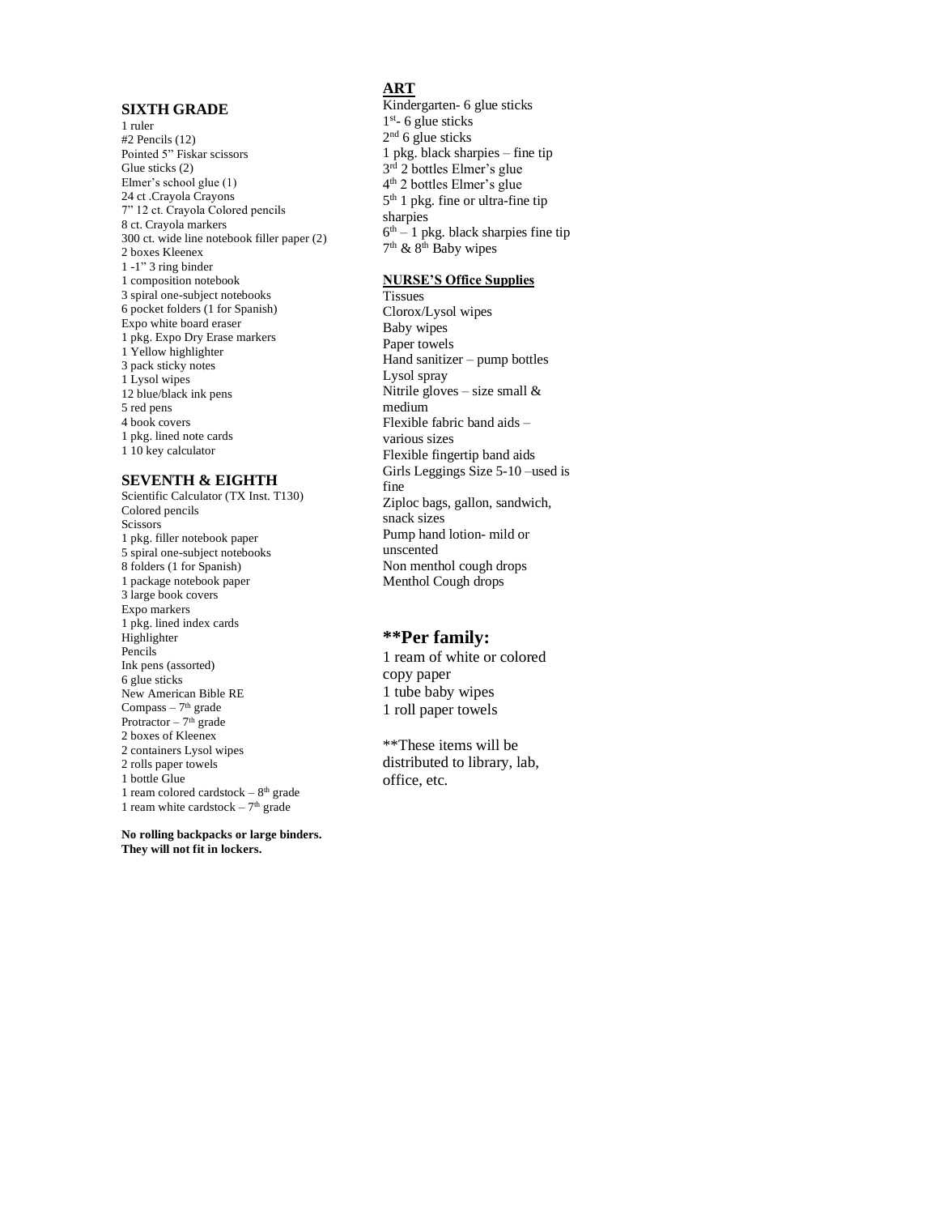## SIXTH GRADE

1 ruler
#2 Pencils (12)
Pointed 5" Fiskar scissors
Glue sticks (2)
Elmer's school glue (1)
24 ct .Crayola Crayons
7" 12 ct. Crayola Colored pencils
8 ct. Crayola markers
300 ct. wide line notebook filler paper (2)
2 boxes Kleenex
1 -1" 3 ring binder
1 composition notebook
3 spiral one-subject notebooks
6 pocket folders (1 for Spanish)
Expo white board eraser
1 pkg. Expo Dry Erase markers
1 Yellow highlighter
3 pack sticky notes
1 Lysol wipes
12 blue/black ink pens
5 red pens
4 book covers
1 pkg. lined note cards
1 10 key calculator

## SEVENTH & EIGHTH

Scientific Calculator (TX Inst. T130)
Colored pencils
Scissors
1 pkg. filler notebook paper
5 spiral one-subject notebooks
8 folders (1 for Spanish)
1 package notebook paper
3 large book covers
Expo markers
1 pkg. lined index cards
Highlighter
Pencils
Ink pens (assorted)
6 glue sticks
New American Bible RE
Compass – 7th grade
Protractor – 7th grade
2 boxes of Kleenex
2 containers Lysol wipes
2 rolls paper towels
1 bottle Glue
1 ream colored cardstock – 8th grade
1 ream white cardstock – 7th grade

**No rolling backpacks or large binders. They will not fit in lockers.**

## ART

Kindergarten- 6 glue sticks
1st- 6 glue sticks
2nd 6 glue sticks
1 pkg. black sharpies – fine tip
3rd 2 bottles Elmer's glue
4th 2 bottles Elmer's glue
5th 1 pkg. fine or ultra-fine tip sharpies
6th – 1 pkg. black sharpies fine tip
7th & 8th Baby wipes

### NURSE'S Office Supplies

Tissues
Clorox/Lysol wipes
Baby wipes
Paper towels
Hand sanitizer – pump bottles
Lysol spray
Nitrile gloves – size small & medium
Flexible fabric band aids – various sizes
Flexible fingertip band aids
Girls Leggings Size 5-10 –used is fine
Ziploc bags, gallon, sandwich, snack sizes
Pump hand lotion- mild or unscented
Non menthol cough drops
Menthol Cough drops

## **Per family:

1 ream of white or colored copy paper
1 tube baby wipes
1 roll paper towels

**These items will be distributed to library, lab, office, etc.